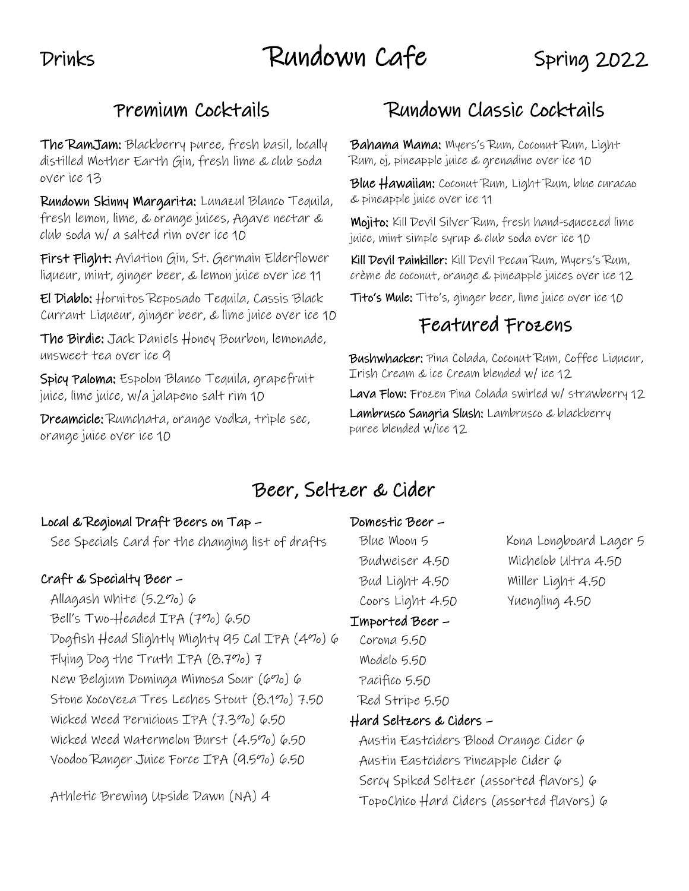Drinks

# Rundown Cafe

Spring 2022

## Premium Cocktails

**The RamJam:** Blackberry puree, fresh basil, locally distilled Mother Earth Gin, fresh lime & club soda over ice 13

**Rundown Skinny Margarita:** Lunazul Blanco Tequila, fresh lemon, lime, & orange juices, Agave nectar & club soda w/ a salted rim over ice 10

**First Flight:** Aviation Gin, St. Germain Elderflower liqueur, mint, ginger beer, & lemon juice over ice 11

**El Diablo:** Hornitos Reposado Tequila, Cassis Black Currant Liqueur, ginger beer, & lime juice over ice 10

**The Birdie:** Jack Daniels Honey Bourbon, lemonade, unsweet tea over ice 9

**Spicy Paloma:** Espolon Blanco Tequila, grapefruit juice, lime juice, w/a jalapeno salt rim 10

**Dreamcicle:** Rumchata, orange vodka, triple sec, orange juice over ice 10

## Rundown Classic Cocktails

**Bahama Mama:** Myers's Rum, Coconut Rum, Light Rum, oj, pineapple juice & grenadine over ice 10

**Blue Hawaiian:** Coconut Rum, Light Rum, blue curacao & pineapple juice over ice 11

**Mojito:** Kill Devil Silver Rum, fresh hand-squeezed lime juice, mint simple syrup & club soda over ice 10

**Kill Devil Painkiller:** Kill Devil Pecan Rum, Myers's Rum, crème de coconut, orange & pineapple juices over ice 12

**Tito's Mule:** Tito's, ginger beer, lime juice over ice 10

## Featured Frozens

**Bushwhacker:** Pina Colada, Coconut Rum, Coffee Liqueur, Irish Cream & ice Cream blended w/ ice 12

**Lava Flow:** Frozen Pina Colada swirled w/ strawberry 12

**Lambrusco Sangria Slush:** Lambrusco & blackberry puree blended w/ice 12

## Beer, Seltzer & Cider

### Local & Regional Draft Beers on Tap –

See Specials Card for the changing list of drafts

### Craft & Specialty Beer –

- Allagash White (5.2%) 6
- Bell's Two-Headed IPA (7%) 6.50
- Dogfish Head Slightly Mighty 95 Cal IPA (4%) 6
- Flying Dog the Truth IPA (8.7%) 7
- New Belgium Dominga Mimosa Sour (6%) 6
- Stone Xocoveza Tres Leches Stout (8.1%) 7.50
- Wicked Weed Pernicious IPA (7.3%) 6.50
- Wicked Weed Watermelon Burst (4.5%) 6.50
- Voodoo Ranger Juice Force IPA (9.5%) 6.50

Athletic Brewing Upside Dawn (NA) 4

### Domestic Beer –

- Blue Moon 5
- Budweiser 4.50
- Bud Light 4.50
- Coors Light 4.50
- Kona Longboard Lager 5
- Michelob Ultra 4.50
- Miller Light 4.50
- Yuengling 4.50

### Imported Beer –

- Corona 5.50
- Modelo 5.50
- Pacifico 5.50
- Red Stripe 5.50

### Hard Seltzers & Ciders –

- Austin Eastciders Blood Orange Cider 6
- Austin Eastciders Pineapple Cider 6
- Sercy Spiked Seltzer (assorted flavors) 6
- TopoChico Hard Ciders (assorted flavors) 6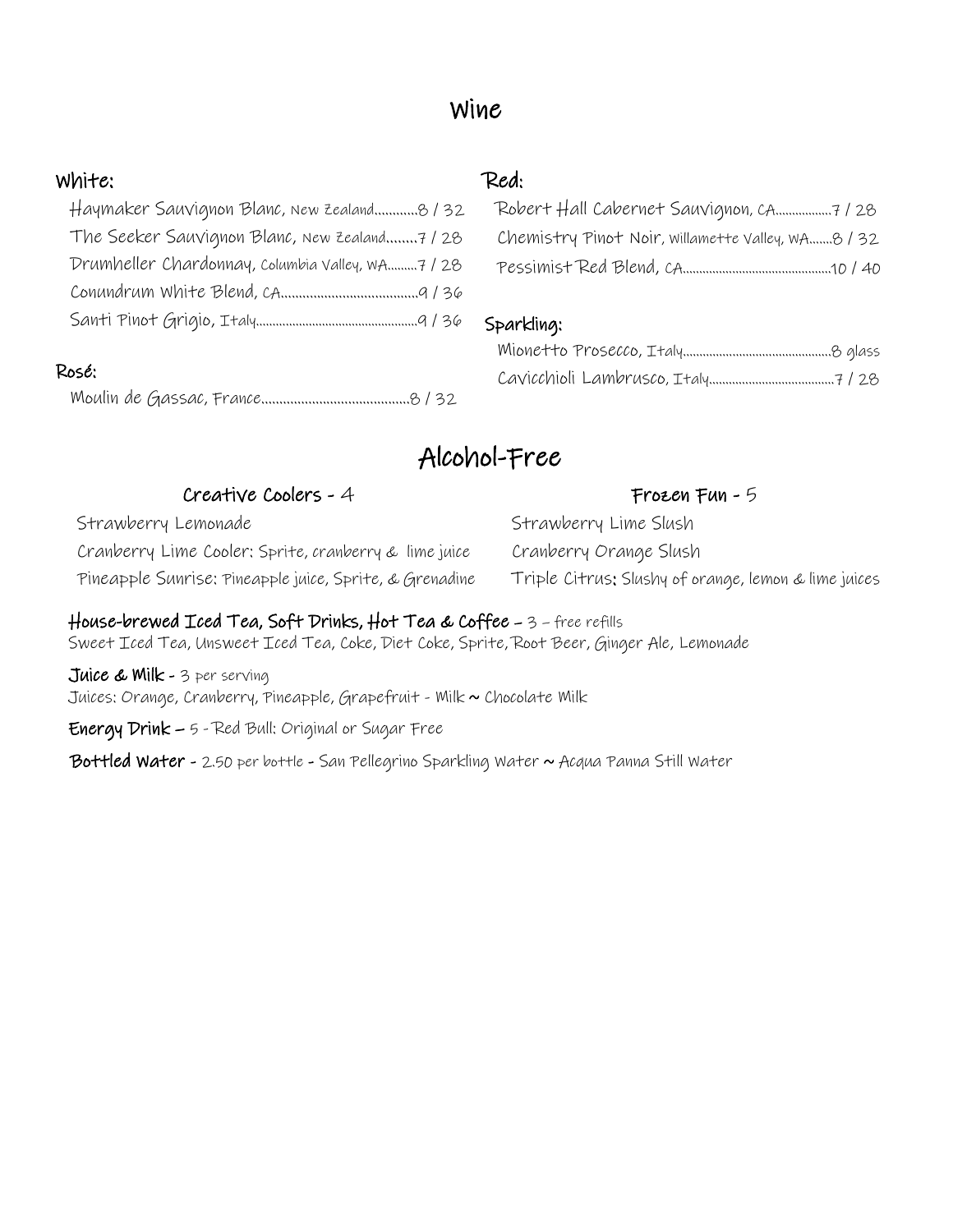# Wine

## White:

Haymaker Sauvignon Blanc, New Zealand............8 / 32
The Seeker Sauvignon Blanc, New Zealand........7 / 28
Drumheller Chardonnay, Columbia Valley, WA.........7 / 28
Conundrum White Blend, CA......................................9 / 36
Santi Pinot Grigio, Italy.................................................9 / 36

## Rosé:

Moulin de Gassac, France..........................................8 / 32

## Red:

Robert Hall Cabernet Sauvignon, CA.................7 / 28
Chemistry Pinot Noir, Willamette Valley, WA.......8 / 32
Pessimist Red Blend, CA.............................................10 / 40

## Sparkling:

Mionetto Prosecco, Italy............................................8 glass
Cavicchioli Lambrusco, Italy......................................7 / 28

# Alcohol-Free

## Creative Coolers - 4

Strawberry Lemonade
Cranberry Lime Cooler: Sprite, cranberry & lime juice
Pineapple Sunrise: Pineapple juice, Sprite, & Grenadine

## Frozen Fun - 5

Strawberry Lime Slush
Cranberry Orange Slush
Triple Citrus: Slushy of orange, lemon & lime juices

**House-brewed Iced Tea, Soft Drinks, Hot Tea & Coffee** – 3 – free refills
Sweet Iced Tea, Unsweet Iced Tea, Coke, Diet Coke, Sprite, Root Beer, Ginger Ale, Lemonade

**Juice & Milk** - 3 per serving
Juices: Orange, Cranberry, Pineapple, Grapefruit - Milk ~ Chocolate Milk

**Energy Drink** – 5 - Red Bull: Original or Sugar Free

**Bottled Water** - 2.50 per bottle - San Pellegrino Sparkling Water ~ Acqua Panna Still Water